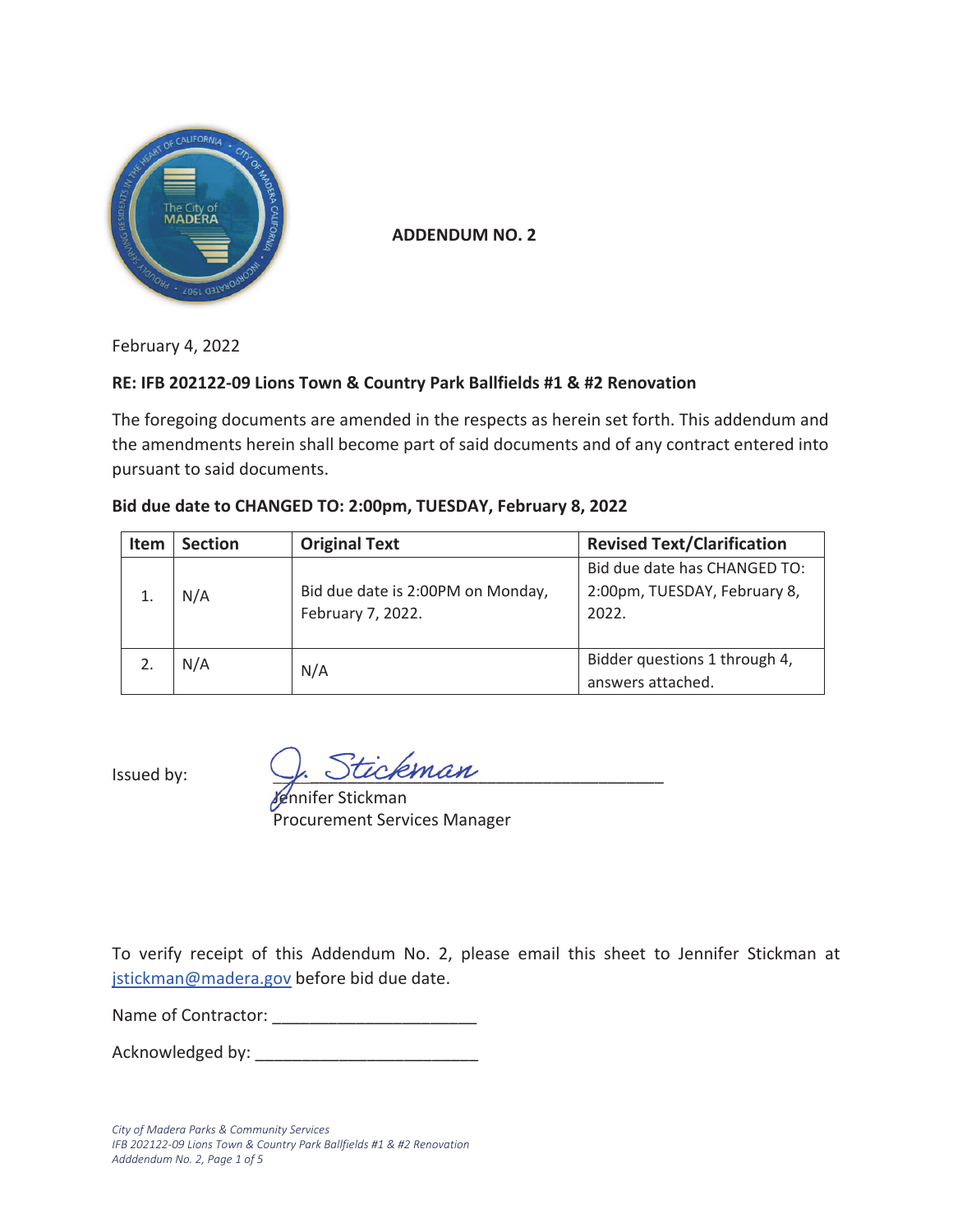# ADDENDUM NO. 2

February 4, 2022

**RE: IFB 202122-09 Lions Town & Country Park Ballfields #1 & #2 Renovation**

The foregoing documents are amended in the respects as herein set forth. This addendum and the amendments herein shall become part of said documents and of any contract entered into pursuant to said documents.

**Bid due date to CHANGED TO: 2:00pm, TUESDAY, February 8, 2022**

| Item | Section | Original Text | Revised Text/Clarification |
| --- | --- | --- | --- |
| 1. | N/A | Bid due date is 2:00PM on Monday, February 7, 2022. | Bid due date has CHANGED TO: 2:00pm, TUESDAY, February 8, 2022. |
| 2. | N/A | N/A | Bidder questions 1 through 4, answers attached. |

Issued by: J. Stickman

Jennifer Stickman
Procurement Services Manager

To verify receipt of this Addendum No. 2, please email this sheet to Jennifer Stickman at jstickman@madera.gov before bid due date.

Name of Contractor: ______________________

Acknowledged by: ________________________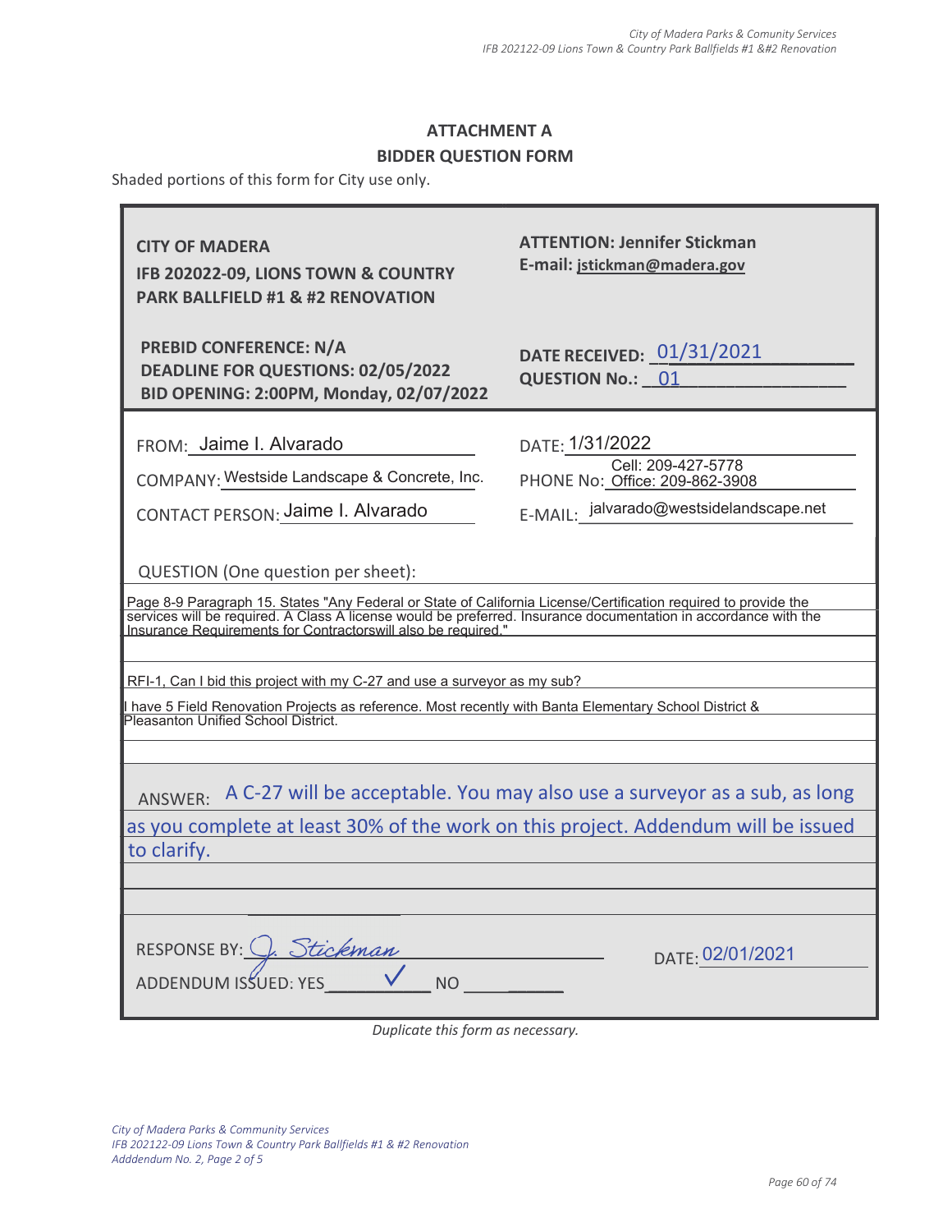# ATTACHMENT A
## BIDDER QUESTION FORM

Shaded portions of this form for City use only.

| | |
|---|---|
| **CITY OF MADERA**<br>**IFB 202022-09, LIONS TOWN & COUNTRY PARK BALLFIELD #1 & #2 RENOVATION** | **ATTENTION: Jennifer Stickman**<br>**E-mail: jstickman@madera.gov** |
| **PREBID CONFERENCE: N/A**<br>**DEADLINE FOR QUESTIONS: 02/05/2022**<br>**BID OPENING: 2:00PM, Monday, 02/07/2022** | **DATE RECEIVED:** 01/31/2021<br>**QUESTION No.:** 01 |
| FROM: Jaime I. Alvarado | DATE: 1/31/2022 |
| COMPANY: Westside Landscape & Concrete, Inc. | PHONE No: Cell: 209-427-5778 Office: 209-862-3908 |
| CONTACT PERSON: Jaime I. Alvarado | E-MAIL: jalvarado@westsidelandscape.net |

QUESTION (One question per sheet):

Page 8-9 Paragraph 15. States "Any Federal or State of California License/Certification required to provide the services will be required. A Class A license would be preferred. Insurance documentation in accordance with the Insurance Requirements for Contractorswill also be required."

RFI-1, Can I bid this project with my C-27 and use a surveyor as my sub?

I have 5 Field Renovation Projects as reference. Most recently with Banta Elementary School District & Pleasanton Unified School District.

ANSWER: A C-27 will be acceptable. You may also use a surveyor as a sub, as long as you complete at least 30% of the work on this project. Addendum will be issued to clarify.

RESPONSE BY: J. Stickman DATE: 02/01/2021

ADDENDUM ISSUED: YES ✓ NO ______

*Duplicate this form as necessary.*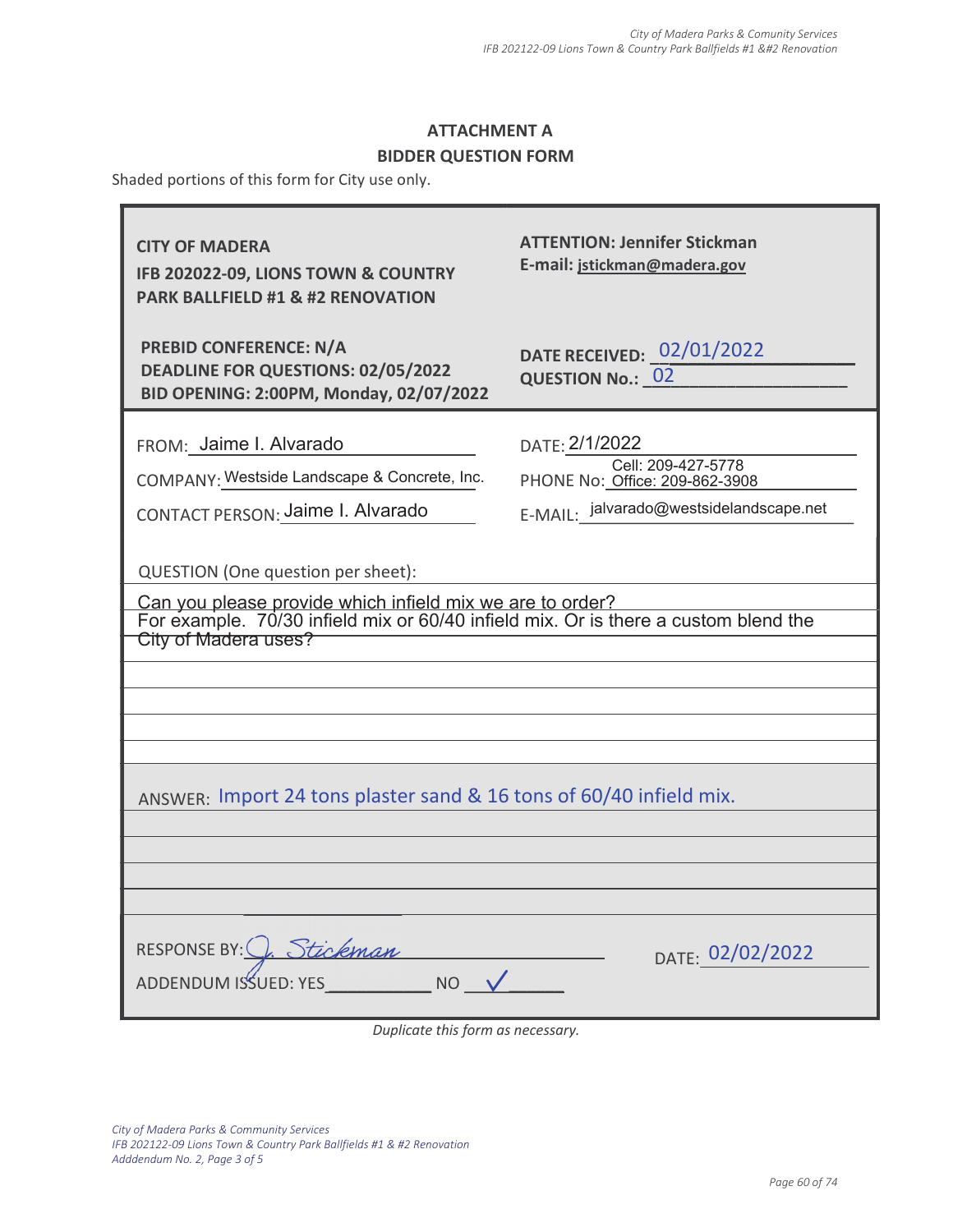# ATTACHMENT A

## BIDDER QUESTION FORM

Shaded portions of this form for City use only.

| | |
|---|---|
| **CITY OF MADERA**<br>**IFB 202022-09, LIONS TOWN & COUNTRY PARK BALLFIELD #1 & #2 RENOVATION** | **ATTENTION: Jennifer Stickman**<br>**E-mail: jstickman@madera.gov** |
| **PREBID CONFERENCE: N/A**<br>**DEADLINE FOR QUESTIONS: 02/05/2022**<br>**BID OPENING: 2:00PM, Monday, 02/07/2022** | **DATE RECEIVED:** 02/01/2022<br>**QUESTION No.:** 02 |
| FROM: Jaime I. Alvarado | DATE: 2/1/2022 |
| COMPANY: Westside Landscape & Concrete, Inc. | PHONE No: Cell: 209-427-5778 Office: 209-862-3908 |
| CONTACT PERSON: Jaime I. Alvarado | E-MAIL: jalvarado@westsidelandscape.net |

QUESTION (One question per sheet):

Can you please provide which infield mix we are to order?
For example. 70/30 infield mix or 60/40 infield mix. Or is there a custom blend the City of Madera uses?

ANSWER: Import 24 tons plaster sand & 16 tons of 60/40 infield mix.

RESPONSE BY: J. Stickman DATE: 02/02/2022

ADDENDUM ISSUED: YES\_\_\_\_\_\_\_\_\_\_ NO ✓

*Duplicate this form as necessary.*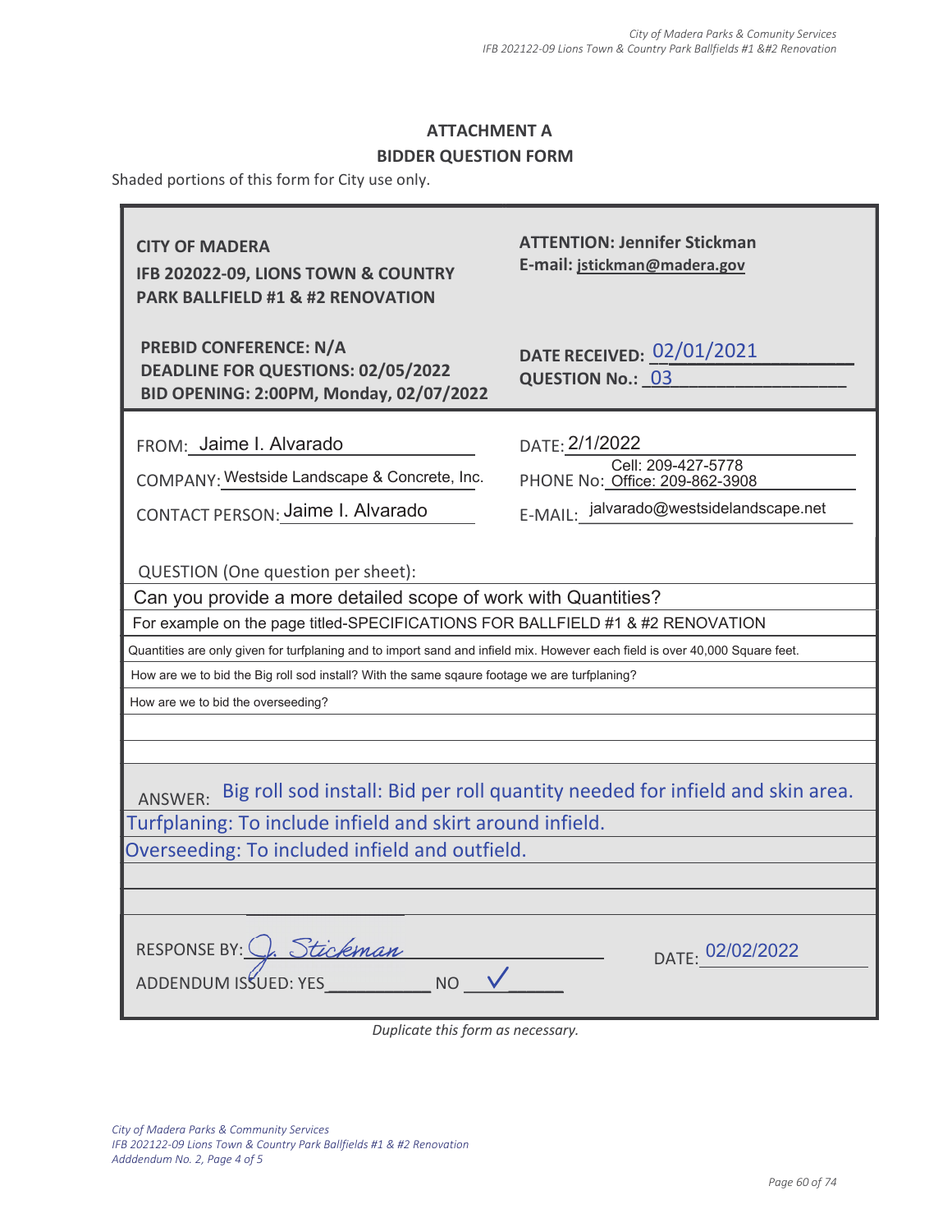## ATTACHMENT A
## BIDDER QUESTION FORM

Shaded portions of this form for City use only.

| | |
|---|---|
| **CITY OF MADERA**<br>**IFB 202022-09, LIONS TOWN & COUNTRY PARK BALLFIELD #1 & #2 RENOVATION** | **ATTENTION: Jennifer Stickman**<br>**E-mail: jstickman@madera.gov** |
| **PREBID CONFERENCE: N/A**<br>**DEADLINE FOR QUESTIONS: 02/05/2022**<br>**BID OPENING: 2:00PM, Monday, 02/07/2022** | **DATE RECEIVED:** 02/01/2021<br>**QUESTION No.:** 03 |
| FROM: Jaime I. Alvarado | DATE: 2/1/2022 |
| COMPANY: Westside Landscape & Concrete, Inc. | PHONE No: Cell: 209-427-5778 Office: 209-862-3908 |
| CONTACT PERSON: Jaime I. Alvarado | E-MAIL: jalvarado@westsidelandscape.net |

QUESTION (One question per sheet):

Can you provide a more detailed scope of work with Quantities?

For example on the page titled-SPECIFICATIONS FOR BALLFIELD #1 & #2 RENOVATION

Quantities are only given for turfplaning and to import sand and infield mix. However each field is over 40,000 Square feet.

How are we to bid the Big roll sod install? With the same sqaure footage we are turfplaning?

How are we to bid the overseeding?

ANSWER: Big roll sod install: Bid per roll quantity needed for infield and skin area.

Turfplaning: To include infield and skirt around infield.

Overseeding: To included infield and outfield.

RESPONSE BY: J. Stickman DATE: 02/02/2022

ADDENDUM ISSUED: YES_________ NO ✓

*Duplicate this form as necessary.*

*City of Madera Parks & Community Services*
*IFB 202122-09 Lions Town & Country Park Ballfields #1 & #2 Renovation*
*Adddendum No. 2, Page 4 of 5*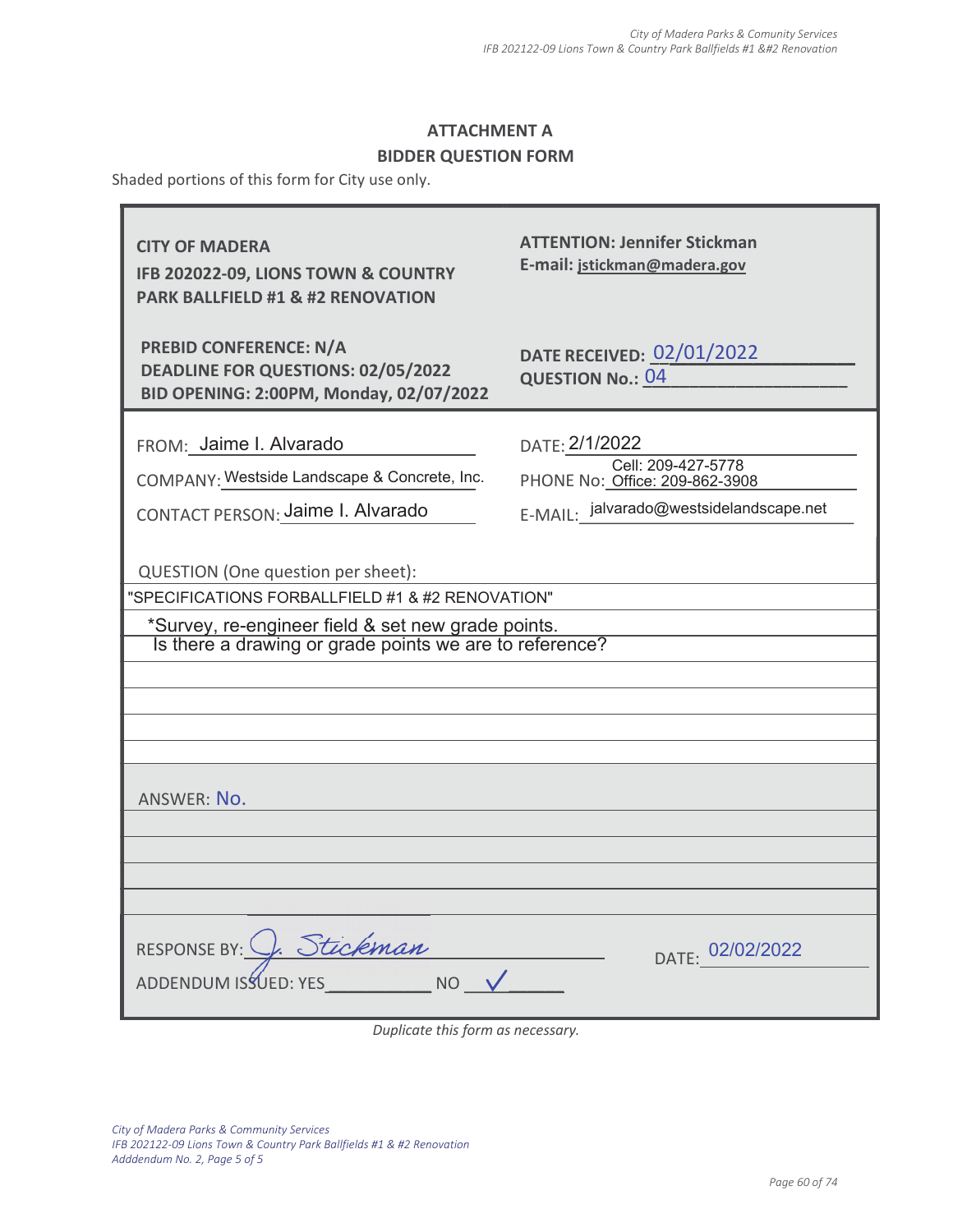## ATTACHMENT A

## BIDDER QUESTION FORM

Shaded portions of this form for City use only.

| | |
|---|---|
| **CITY OF MADERA**<br>**IFB 202022-09, LIONS TOWN & COUNTRY PARK BALLFIELD #1 & #2 RENOVATION** | **ATTENTION: Jennifer Stickman**<br>**E-mail: jstickman@madera.gov** |
| **PREBID CONFERENCE: N/A**<br>**DEADLINE FOR QUESTIONS: 02/05/2022**<br>**BID OPENING: 2:00PM, Monday, 02/07/2022** | **DATE RECEIVED:** 02/01/2022<br>**QUESTION No.:** 04 |
| FROM: Jaime I. Alvarado | DATE: 2/1/2022 |
| COMPANY: Westside Landscape & Concrete, Inc. | PHONE No: Cell: 209-427-5778<br>Office: 209-862-3908 |
| CONTACT PERSON: Jaime I. Alvarado | E-MAIL: jalvarado@westsidelandscape.net |

QUESTION (One question per sheet):

"SPECIFICATIONS FORBALLFIELD #1 & #2 RENOVATION"

*Survey, re-engineer field & set new grade points.
Is there a drawing or grade points we are to reference?

ANSWER: No.

RESPONSE BY: J. Stickman

DATE: 02/02/2022

ADDENDUM ISSUED: YES \_\_\_\_\_\_\_\_ NO ✓

*Duplicate this form as necessary.*